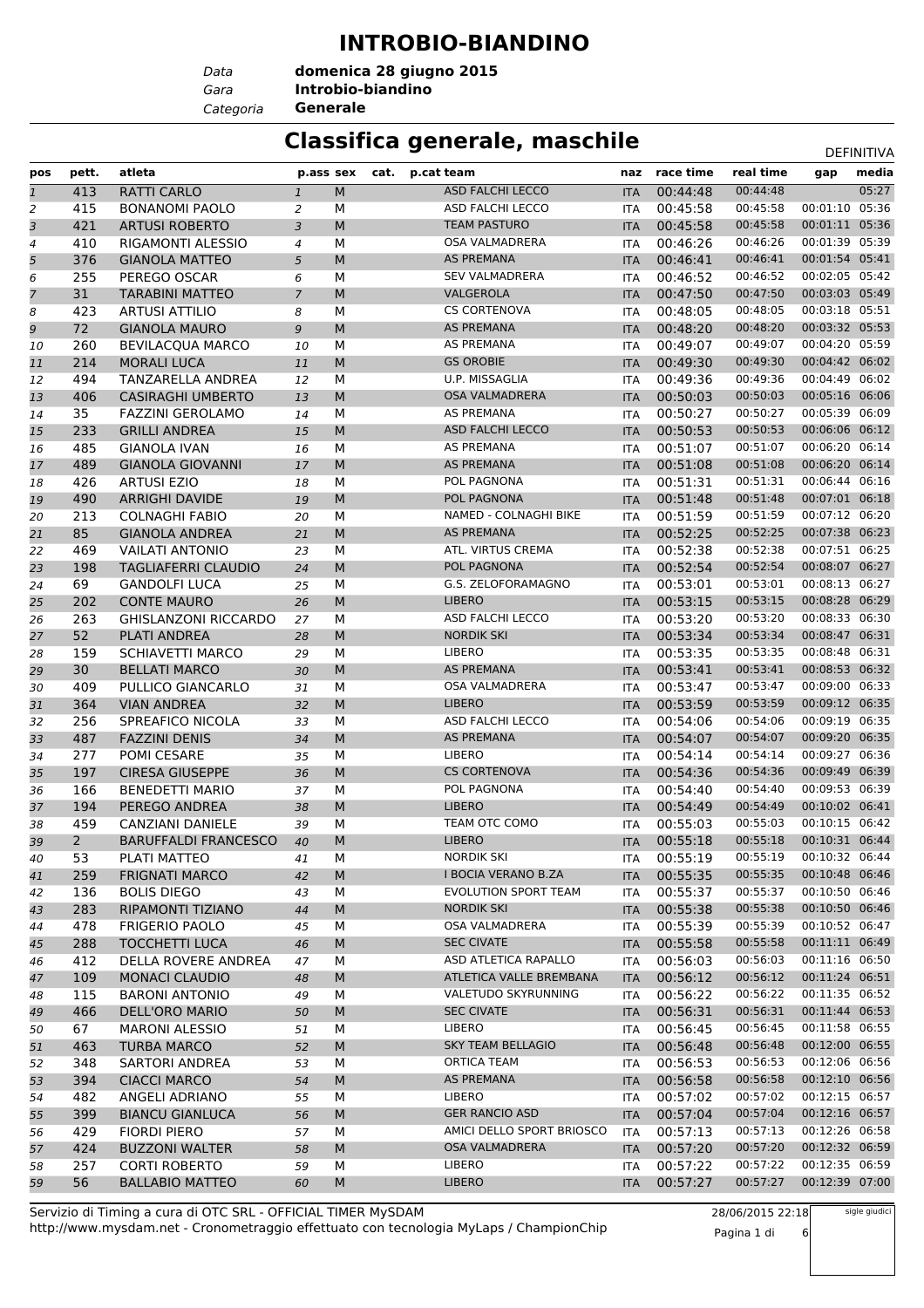# INTROBIO-BIANDINO

*Data* **domenica 28 giugno 2015**
*Gara* **Introbio-biandino**
*Categoria* **Generale**

## Classifica generale, maschile

DEFINITIVA

| pos | pett. | atleta | p.ass | sex | cat. | p.cat | team | naz | race time | real time | gap | media |
|---|---|---|---|---|---|---|---|---|---|---|---|---|
| 1 | 413 | RATTI CARLO | 1 | M | | | ASD FALCHI LECCO | ITA | 00:44:48 | 00:44:48 | | 05:27 |
| 2 | 415 | BONANOMI PAOLO | 2 | M | | | ASD FALCHI LECCO | ITA | 00:45:58 | 00:45:58 | 00:01:10 | 05:36 |
| 3 | 421 | ARTUSI ROBERTO | 3 | M | | | TEAM PASTURO | ITA | 00:45:58 | 00:45:58 | 00:01:11 | 05:36 |
| 4 | 410 | RIGAMONTI ALESSIO | 4 | M | | | OSA VALMADRERA | ITA | 00:46:26 | 00:46:26 | 00:01:39 | 05:39 |
| 5 | 376 | GIANOLA MATTEO | 5 | M | | | AS PREMANA | ITA | 00:46:41 | 00:46:41 | 00:01:54 | 05:41 |
| 6 | 255 | PEREGO OSCAR | 6 | M | | | SEV VALMADRERA | ITA | 00:46:52 | 00:46:52 | 00:02:05 | 05:42 |
| 7 | 31 | TARABINI MATTEO | 7 | M | | | VALGEROLA | ITA | 00:47:50 | 00:47:50 | 00:03:03 | 05:49 |
| 8 | 423 | ARTUSI ATTILIO | 8 | M | | | CS CORTENOVA | ITA | 00:48:05 | 00:48:05 | 00:03:18 | 05:51 |
| 9 | 72 | GIANOLA MAURO | 9 | M | | | AS PREMANA | ITA | 00:48:20 | 00:48:20 | 00:03:32 | 05:53 |
| 10 | 260 | BEVILACQUA MARCO | 10 | M | | | AS PREMANA | ITA | 00:49:07 | 00:49:07 | 00:04:20 | 05:59 |
| 11 | 214 | MORALI LUCA | 11 | M | | | GS OROBIE | ITA | 00:49:30 | 00:49:30 | 00:04:42 | 06:02 |
| 12 | 494 | TANZARELLA ANDREA | 12 | M | | | U.P. MISSAGLIA | ITA | 00:49:36 | 00:49:36 | 00:04:49 | 06:02 |
| 13 | 406 | CASIRAGHI UMBERTO | 13 | M | | | OSA VALMADRERA | ITA | 00:50:03 | 00:50:03 | 00:05:16 | 06:06 |
| 14 | 35 | FAZZINI GEROLAMO | 14 | M | | | AS PREMANA | ITA | 00:50:27 | 00:50:27 | 00:05:39 | 06:09 |
| 15 | 233 | GRILLI ANDREA | 15 | M | | | ASD FALCHI LECCO | ITA | 00:50:53 | 00:50:53 | 00:06:06 | 06:12 |
| 16 | 485 | GIANOLA IVAN | 16 | M | | | AS PREMANA | ITA | 00:51:07 | 00:51:07 | 00:06:20 | 06:14 |
| 17 | 489 | GIANOLA GIOVANNI | 17 | M | | | AS PREMANA | ITA | 00:51:08 | 00:51:08 | 00:06:20 | 06:14 |
| 18 | 426 | ARTUSI EZIO | 18 | M | | | POL PAGNONA | ITA | 00:51:31 | 00:51:31 | 00:06:44 | 06:16 |
| 19 | 490 | ARRIGHI DAVIDE | 19 | M | | | POL PAGNONA | ITA | 00:51:48 | 00:51:48 | 00:07:01 | 06:18 |
| 20 | 213 | COLNAGHI FABIO | 20 | M | | | NAMED - COLNAGHI BIKE | ITA | 00:51:59 | 00:51:59 | 00:07:12 | 06:20 |
| 21 | 85 | GIANOLA ANDREA | 21 | M | | | AS PREMANA | ITA | 00:52:25 | 00:52:25 | 00:07:38 | 06:23 |
| 22 | 469 | VAILATI ANTONIO | 23 | M | | | ATL. VIRTUS CREMA | ITA | 00:52:38 | 00:52:38 | 00:07:51 | 06:25 |
| 23 | 198 | TAGLIAFERRI CLAUDIO | 24 | M | | | POL PAGNONA | ITA | 00:52:54 | 00:52:54 | 00:08:07 | 06:27 |
| 24 | 69 | GANDOLFI LUCA | 25 | M | | | G.S. ZELOFORAMAGNO | ITA | 00:53:01 | 00:53:01 | 00:08:13 | 06:27 |
| 25 | 202 | CONTE MAURO | 26 | M | | | LIBERO | ITA | 00:53:15 | 00:53:15 | 00:08:28 | 06:29 |
| 26 | 263 | GHISLANZONI RICCARDO | 27 | M | | | ASD FALCHI LECCO | ITA | 00:53:20 | 00:53:20 | 00:08:33 | 06:30 |
| 27 | 52 | PLATI ANDREA | 28 | M | | | NORDIK SKI | ITA | 00:53:34 | 00:53:34 | 00:08:47 | 06:31 |
| 28 | 159 | SCHIAVETTI MARCO | 29 | M | | | LIBERO | ITA | 00:53:35 | 00:53:35 | 00:08:48 | 06:31 |
| 29 | 30 | BELLATI MARCO | 30 | M | | | AS PREMANA | ITA | 00:53:41 | 00:53:41 | 00:08:53 | 06:32 |
| 30 | 409 | PULLICO GIANCARLO | 31 | M | | | OSA VALMADRERA | ITA | 00:53:47 | 00:53:47 | 00:09:00 | 06:33 |
| 31 | 364 | VIAN ANDREA | 32 | M | | | LIBERO | ITA | 00:53:59 | 00:53:59 | 00:09:12 | 06:35 |
| 32 | 256 | SPREAFICO NICOLA | 33 | M | | | ASD FALCHI LECCO | ITA | 00:54:06 | 00:54:06 | 00:09:19 | 06:35 |
| 33 | 487 | FAZZINI DENIS | 34 | M | | | AS PREMANA | ITA | 00:54:07 | 00:54:07 | 00:09:20 | 06:35 |
| 34 | 277 | POMI CESARE | 35 | M | | | LIBERO | ITA | 00:54:14 | 00:54:14 | 00:09:27 | 06:36 |
| 35 | 197 | CIRESA GIUSEPPE | 36 | M | | | CS CORTENOVA | ITA | 00:54:36 | 00:54:36 | 00:09:49 | 06:39 |
| 36 | 166 | BENEDETTI MARIO | 37 | M | | | POL PAGNONA | ITA | 00:54:40 | 00:54:40 | 00:09:53 | 06:39 |
| 37 | 194 | PEREGO ANDREA | 38 | M | | | LIBERO | ITA | 00:54:49 | 00:54:49 | 00:10:02 | 06:41 |
| 38 | 459 | CANZIANI DANIELE | 39 | M | | | TEAM OTC COMO | ITA | 00:55:03 | 00:55:03 | 00:10:15 | 06:42 |
| 39 | 2 | BARUFFALDI FRANCESCO | 40 | M | | | LIBERO | ITA | 00:55:18 | 00:55:18 | 00:10:31 | 06:44 |
| 40 | 53 | PLATI MATTEO | 41 | M | | | NORDIK SKI | ITA | 00:55:19 | 00:55:19 | 00:10:32 | 06:44 |
| 41 | 259 | FRIGNATI MARCO | 42 | M | | | I BOCIA VERANO B.ZA | ITA | 00:55:35 | 00:55:35 | 00:10:48 | 06:46 |
| 42 | 136 | BOLIS DIEGO | 43 | M | | | EVOLUTION SPORT TEAM | ITA | 00:55:37 | 00:55:37 | 00:10:50 | 06:46 |
| 43 | 283 | RIPAMONTI TIZIANO | 44 | M | | | NORDIK SKI | ITA | 00:55:38 | 00:55:38 | 00:10:50 | 06:46 |
| 44 | 478 | FRIGERIO PAOLO | 45 | M | | | OSA VALMADRERA | ITA | 00:55:39 | 00:55:39 | 00:10:52 | 06:47 |
| 45 | 288 | TOCCHETTI LUCA | 46 | M | | | SEC CIVATE | ITA | 00:55:58 | 00:55:58 | 00:11:11 | 06:49 |
| 46 | 412 | DELLA ROVERE ANDREA | 47 | M | | | ASD ATLETICA RAPALLO | ITA | 00:56:03 | 00:56:03 | 00:11:16 | 06:50 |
| 47 | 109 | MONACI CLAUDIO | 48 | M | | | ATLETICA VALLE BREMBANA | ITA | 00:56:12 | 00:56:12 | 00:11:24 | 06:51 |
| 48 | 115 | BARONI ANTONIO | 49 | M | | | VALETUDO SKYRUNNING | ITA | 00:56:22 | 00:56:22 | 00:11:35 | 06:52 |
| 49 | 466 | DELL'ORO MARIO | 50 | M | | | SEC CIVATE | ITA | 00:56:31 | 00:56:31 | 00:11:44 | 06:53 |
| 50 | 67 | MARONI ALESSIO | 51 | M | | | LIBERO | ITA | 00:56:45 | 00:56:45 | 00:11:58 | 06:55 |
| 51 | 463 | TURBA MARCO | 52 | M | | | SKY TEAM BELLAGIO | ITA | 00:56:48 | 00:56:48 | 00:12:00 | 06:55 |
| 52 | 348 | SARTORI ANDREA | 53 | M | | | ORTICA TEAM | ITA | 00:56:53 | 00:56:53 | 00:12:06 | 06:56 |
| 53 | 394 | CIACCI MARCO | 54 | M | | | AS PREMANA | ITA | 00:56:58 | 00:56:58 | 00:12:10 | 06:56 |
| 54 | 482 | ANGELI ADRIANO | 55 | M | | | LIBERO | ITA | 00:57:02 | 00:57:02 | 00:12:15 | 06:57 |
| 55 | 399 | BIANCU GIANLUCA | 56 | M | | | GER RANCIO ASD | ITA | 00:57:04 | 00:57:04 | 00:12:16 | 06:57 |
| 56 | 429 | FIORDI PIERO | 57 | M | | | AMICI DELLO SPORT BRIOSCO | ITA | 00:57:13 | 00:57:13 | 00:12:26 | 06:58 |
| 57 | 424 | BUZZONI WALTER | 58 | M | | | OSA VALMADRERA | ITA | 00:57:20 | 00:57:20 | 00:12:32 | 06:59 |
| 58 | 257 | CORTI ROBERTO | 59 | M | | | LIBERO | ITA | 00:57:22 | 00:57:22 | 00:12:35 | 06:59 |
| 59 | 56 | BALLABIO MATTEO | 60 | M | | | LIBERO | ITA | 00:57:27 | 00:57:27 | 00:12:39 | 07:00 |

Servizio di Timing a cura di OTC SRL - OFFICIAL TIMER MySDAM
http://www.mysdam.net - Cronometraggio effettuato con tecnologia MyLaps / ChampionChip

28/06/2015 22:18

sigle giudici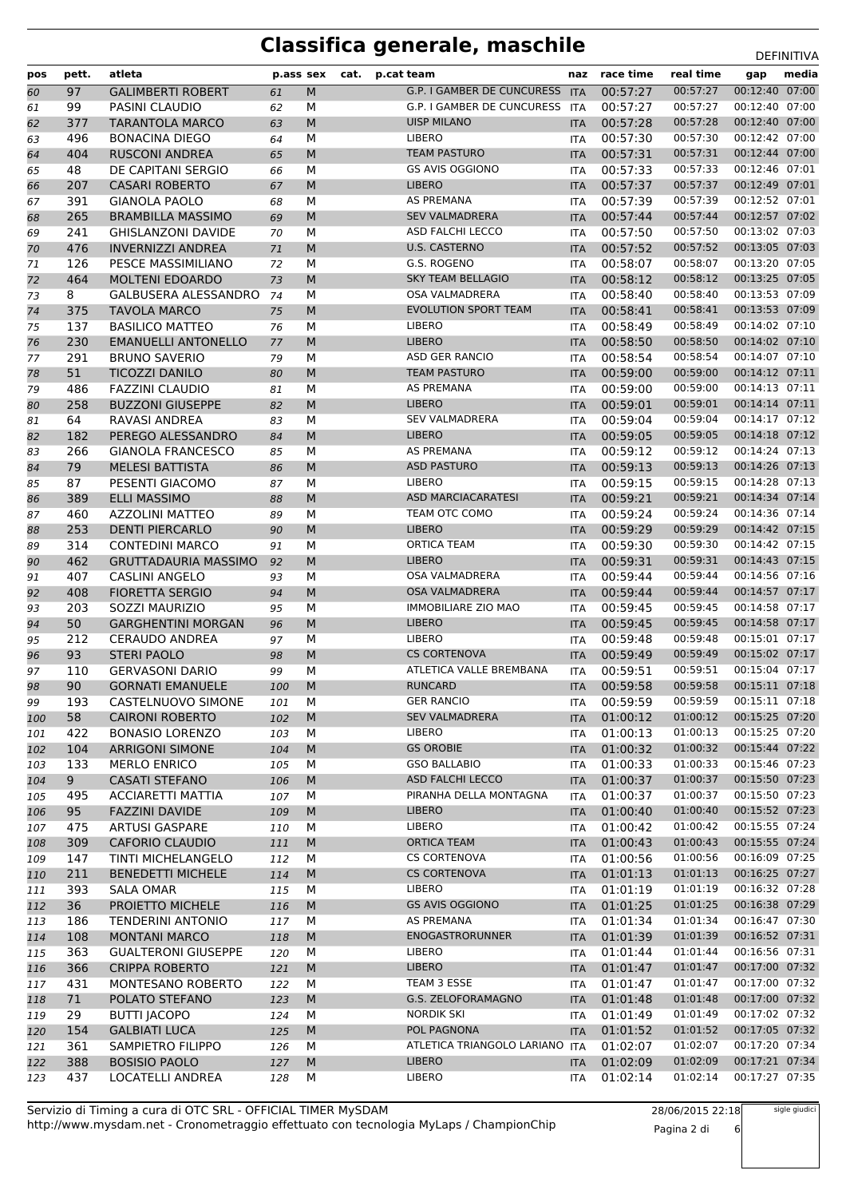# Classifica generale, maschile

DEFINITIVA

| pos | pett. | atleta | p.ass | sex | cat. | p.cat | team | naz | race time | real time | gap | media |
|---|---|---|---|---|---|---|---|---|---|---|---|---|
| 60 | 97 | GALIMBERTI ROBERT | 61 | M | | | G.P. I GAMBER DE CUNCURESS | ITA | 00:57:27 | 00:57:27 | 00:12:40 | 07:00 |
| 61 | 99 | PASINI CLAUDIO | 62 | M | | | G.P. I GAMBER DE CUNCURESS | ITA | 00:57:27 | 00:57:27 | 00:12:40 | 07:00 |
| 62 | 377 | TARANTOLA MARCO | 63 | M | | | UISP MILANO | ITA | 00:57:28 | 00:57:28 | 00:12:40 | 07:00 |
| 63 | 496 | BONACINA DIEGO | 64 | M | | | LIBERO | ITA | 00:57:30 | 00:57:30 | 00:12:42 | 07:00 |
| 64 | 404 | RUSCONI ANDREA | 65 | M | | | TEAM PASTURO | ITA | 00:57:31 | 00:57:31 | 00:12:44 | 07:00 |
| 65 | 48 | DE CAPITANI SERGIO | 66 | M | | | GS AVIS OGGIONO | ITA | 00:57:33 | 00:57:33 | 00:12:46 | 07:01 |
| 66 | 207 | CASARI ROBERTO | 67 | M | | | LIBERO | ITA | 00:57:37 | 00:57:37 | 00:12:49 | 07:01 |
| 67 | 391 | GIANOLA PAOLO | 68 | M | | | AS PREMANA | ITA | 00:57:39 | 00:57:39 | 00:12:52 | 07:01 |
| 68 | 265 | BRAMBILLA MASSIMO | 69 | M | | | SEV VALMADRERA | ITA | 00:57:44 | 00:57:44 | 00:12:57 | 07:02 |
| 69 | 241 | GHISLANZONI DAVIDE | 70 | M | | | ASD FALCHI LECCO | ITA | 00:57:50 | 00:57:50 | 00:13:02 | 07:03 |
| 70 | 476 | INVERNIZZI ANDREA | 71 | M | | | U.S. CASTERNO | ITA | 00:57:52 | 00:57:52 | 00:13:05 | 07:03 |
| 71 | 126 | PESCE MASSIMILIANO | 72 | M | | | G.S. ROGENO | ITA | 00:58:07 | 00:58:07 | 00:13:20 | 07:05 |
| 72 | 464 | MOLTENI EDOARDO | 73 | M | | | SKY TEAM BELLAGIO | ITA | 00:58:12 | 00:58:12 | 00:13:25 | 07:05 |
| 73 | 8 | GALBUSERA ALESSANDRO | 74 | M | | | OSA VALMADRERA | ITA | 00:58:40 | 00:58:40 | 00:13:53 | 07:09 |
| 74 | 375 | TAVOLA MARCO | 75 | M | | | EVOLUTION SPORT TEAM | ITA | 00:58:41 | 00:58:41 | 00:13:53 | 07:09 |
| 75 | 137 | BASILICO MATTEO | 76 | M | | | LIBERO | ITA | 00:58:49 | 00:58:49 | 00:14:02 | 07:10 |
| 76 | 230 | EMANUELLI ANTONELLO | 77 | M | | | LIBERO | ITA | 00:58:50 | 00:58:50 | 00:14:02 | 07:10 |
| 77 | 291 | BRUNO SAVERIO | 79 | M | | | ASD GER RANCIO | ITA | 00:58:54 | 00:58:54 | 00:14:07 | 07:10 |
| 78 | 51 | TICOZZI DANILO | 80 | M | | | TEAM PASTURO | ITA | 00:59:00 | 00:59:00 | 00:14:12 | 07:11 |
| 79 | 486 | FAZZINI CLAUDIO | 81 | M | | | AS PREMANA | ITA | 00:59:00 | 00:59:00 | 00:14:13 | 07:11 |
| 80 | 258 | BUZZONI GIUSEPPE | 82 | M | | | LIBERO | ITA | 00:59:01 | 00:59:01 | 00:14:14 | 07:11 |
| 81 | 64 | RAVASI ANDREA | 83 | M | | | SEV VALMADRERA | ITA | 00:59:04 | 00:59:04 | 00:14:17 | 07:12 |
| 82 | 182 | PEREGO ALESSANDRO | 84 | M | | | LIBERO | ITA | 00:59:05 | 00:59:05 | 00:14:18 | 07:12 |
| 83 | 266 | GIANOLA FRANCESCO | 85 | M | | | AS PREMANA | ITA | 00:59:12 | 00:59:12 | 00:14:24 | 07:13 |
| 84 | 79 | MELESI BATTISTA | 86 | M | | | ASD PASTURO | ITA | 00:59:13 | 00:59:13 | 00:14:26 | 07:13 |
| 85 | 87 | PESENTI GIACOMO | 87 | M | | | LIBERO | ITA | 00:59:15 | 00:59:15 | 00:14:28 | 07:13 |
| 86 | 389 | ELLI MASSIMO | 88 | M | | | ASD MARCIACARATESI | ITA | 00:59:21 | 00:59:21 | 00:14:34 | 07:14 |
| 87 | 460 | AZZOLINI MATTEO | 89 | M | | | TEAM OTC COMO | ITA | 00:59:24 | 00:59:24 | 00:14:36 | 07:14 |
| 88 | 253 | DENTI PIERCARLO | 90 | M | | | LIBERO | ITA | 00:59:29 | 00:59:29 | 00:14:42 | 07:15 |
| 89 | 314 | CONTEDINI MARCO | 91 | M | | | ORTICA TEAM | ITA | 00:59:30 | 00:59:30 | 00:14:42 | 07:15 |
| 90 | 462 | GRUTTADAURIA MASSIMO | 92 | M | | | LIBERO | ITA | 00:59:31 | 00:59:31 | 00:14:43 | 07:15 |
| 91 | 407 | CASLINI ANGELO | 93 | M | | | OSA VALMADRERA | ITA | 00:59:44 | 00:59:44 | 00:14:56 | 07:16 |
| 92 | 408 | FIORETTA SERGIO | 94 | M | | | OSA VALMADRERA | ITA | 00:59:44 | 00:59:44 | 00:14:57 | 07:17 |
| 93 | 203 | SOZZI MAURIZIO | 95 | M | | | IMMOBILIARE ZIO MAO | ITA | 00:59:45 | 00:59:45 | 00:14:58 | 07:17 |
| 94 | 50 | GARGHENTINI MORGAN | 96 | M | | | LIBERO | ITA | 00:59:45 | 00:59:45 | 00:14:58 | 07:17 |
| 95 | 212 | CERAUDO ANDREA | 97 | M | | | LIBERO | ITA | 00:59:48 | 00:59:48 | 00:15:01 | 07:17 |
| 96 | 93 | STERI PAOLO | 98 | M | | | CS CORTENOVA | ITA | 00:59:49 | 00:59:49 | 00:15:02 | 07:17 |
| 97 | 110 | GERVASONI DARIO | 99 | M | | | ATLETICA VALLE BREMBANA | ITA | 00:59:51 | 00:59:51 | 00:15:04 | 07:17 |
| 98 | 90 | GORNATI EMANUELE | 100 | M | | | RUNCARD | ITA | 00:59:58 | 00:59:58 | 00:15:11 | 07:18 |
| 99 | 193 | CASTELNUOVO SIMONE | 101 | M | | | GER RANCIO | ITA | 00:59:59 | 00:59:59 | 00:15:11 | 07:18 |
| 100 | 58 | CAIRONI ROBERTO | 102 | M | | | SEV VALMADRERA | ITA | 01:00:12 | 01:00:12 | 00:15:25 | 07:20 |
| 101 | 422 | BONASIO LORENZO | 103 | M | | | LIBERO | ITA | 01:00:13 | 01:00:13 | 00:15:25 | 07:20 |
| 102 | 104 | ARRIGONI SIMONE | 104 | M | | | GS OROBIE | ITA | 01:00:32 | 01:00:32 | 00:15:44 | 07:22 |
| 103 | 133 | MERLO ENRICO | 105 | M | | | GSO BALLABIO | ITA | 01:00:33 | 01:00:33 | 00:15:46 | 07:23 |
| 104 | 9 | CASATI STEFANO | 106 | M | | | ASD FALCHI LECCO | ITA | 01:00:37 | 01:00:37 | 00:15:50 | 07:23 |
| 105 | 495 | ACCIARETTI MATTIA | 107 | M | | | PIRANHA DELLA MONTAGNA | ITA | 01:00:37 | 01:00:37 | 00:15:50 | 07:23 |
| 106 | 95 | FAZZINI DAVIDE | 109 | M | | | LIBERO | ITA | 01:00:40 | 01:00:40 | 00:15:52 | 07:23 |
| 107 | 475 | ARTUSI GASPARE | 110 | M | | | LIBERO | ITA | 01:00:42 | 01:00:42 | 00:15:55 | 07:24 |
| 108 | 309 | CAFORIO CLAUDIO | 111 | M | | | ORTICA TEAM | ITA | 01:00:43 | 01:00:43 | 00:15:55 | 07:24 |
| 109 | 147 | TINTI MICHELANGELO | 112 | M | | | CS CORTENOVA | ITA | 01:00:56 | 01:00:56 | 00:16:09 | 07:25 |
| 110 | 211 | BENEDETTI MICHELE | 114 | M | | | CS CORTENOVA | ITA | 01:01:13 | 01:01:13 | 00:16:25 | 07:27 |
| 111 | 393 | SALA OMAR | 115 | M | | | LIBERO | ITA | 01:01:19 | 01:01:19 | 00:16:32 | 07:28 |
| 112 | 36 | PROIETTO MICHELE | 116 | M | | | GS AVIS OGGIONO | ITA | 01:01:25 | 01:01:25 | 00:16:38 | 07:29 |
| 113 | 186 | TENDERINI ANTONIO | 117 | M | | | AS PREMANA | ITA | 01:01:34 | 01:01:34 | 00:16:47 | 07:30 |
| 114 | 108 | MONTANI MARCO | 118 | M | | | ENOGASTRORUNNER | ITA | 01:01:39 | 01:01:39 | 00:16:52 | 07:31 |
| 115 | 363 | GUALTERONI GIUSEPPE | 120 | M | | | LIBERO | ITA | 01:01:44 | 01:01:44 | 00:16:56 | 07:31 |
| 116 | 366 | CRIPPA ROBERTO | 121 | M | | | LIBERO | ITA | 01:01:47 | 01:01:47 | 00:17:00 | 07:32 |
| 117 | 431 | MONTESANO ROBERTO | 122 | M | | | TEAM 3 ESSE | ITA | 01:01:47 | 01:01:47 | 00:17:00 | 07:32 |
| 118 | 71 | POLATO STEFANO | 123 | M | | | G.S. ZELOFORAMAGNO | ITA | 01:01:48 | 01:01:48 | 00:17:00 | 07:32 |
| 119 | 29 | BUTTI JACOPO | 124 | M | | | NORDIK SKI | ITA | 01:01:49 | 01:01:49 | 00:17:02 | 07:32 |
| 120 | 154 | GALBIATI LUCA | 125 | M | | | POL PAGNONA | ITA | 01:01:52 | 01:01:52 | 00:17:05 | 07:32 |
| 121 | 361 | SAMPIETRO FILIPPO | 126 | M | | | ATLETICA TRIANGOLO LARIANO | ITA | 01:02:07 | 01:02:07 | 00:17:20 | 07:34 |
| 122 | 388 | BOSISIO PAOLO | 127 | M | | | LIBERO | ITA | 01:02:09 | 01:02:09 | 00:17:21 | 07:34 |
| 123 | 437 | LOCATELLI ANDREA | 128 | M | | | LIBERO | ITA | 01:02:14 | 01:02:14 | 00:17:27 | 07:35 |

Servizio di Timing a cura di OTC SRL - OFFICIAL TIMER MySDAM
http://www.mysdam.net - Cronometraggio effettuato con tecnologia MyLaps / ChampionChip

28/06/2015 22:18

sigle giudici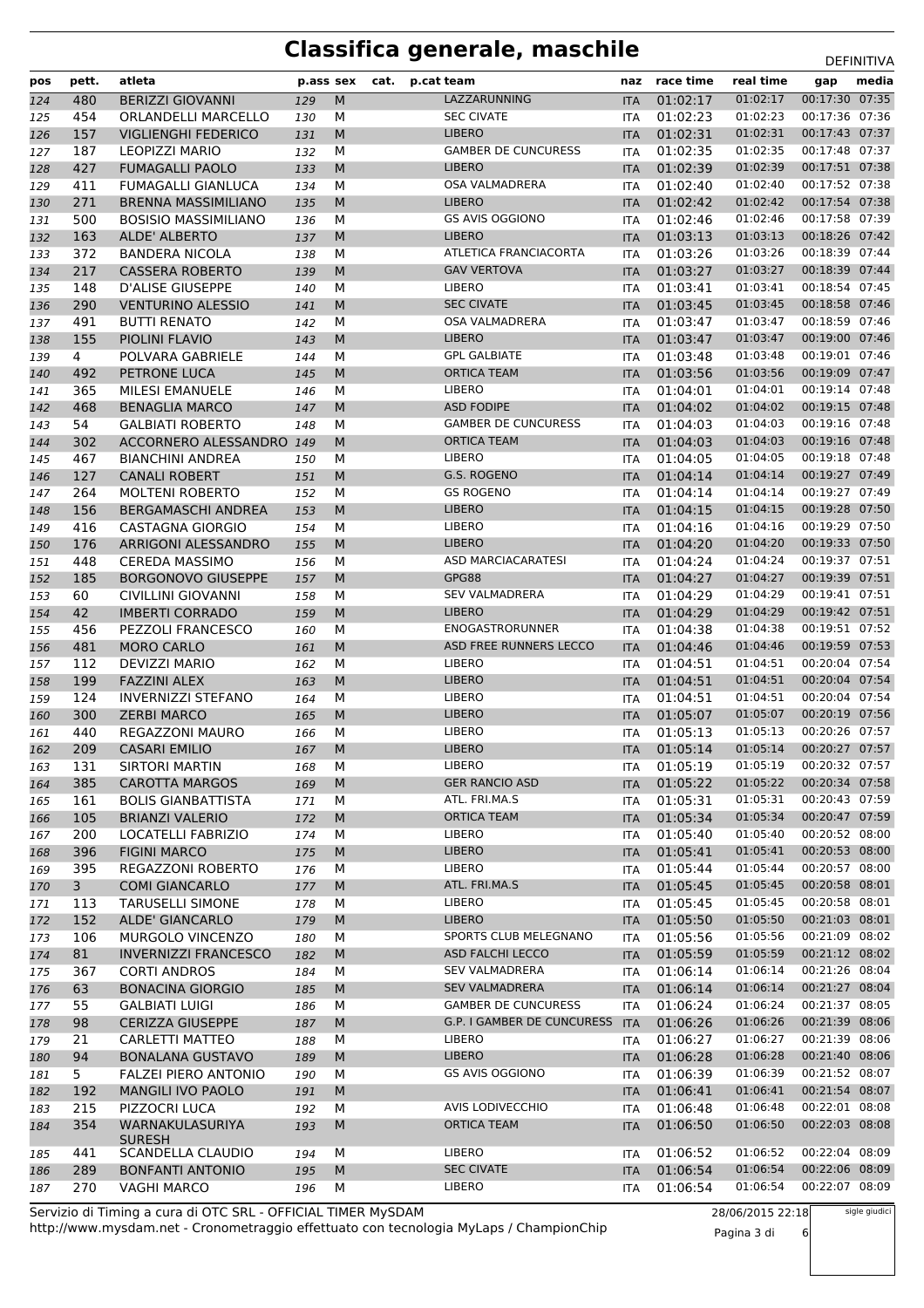# Classifica generale, maschile

DEFINITIVA

| pos | pett. | atleta | p.ass | sex | cat. | p.cat | team | naz | race time | real time | gap | media |
|---|---|---|---|---|---|---|---|---|---|---|---|---|
| 124 | 480 | BERIZZI GIOVANNI | 129 | M | | | LAZZARUNNING | ITA | 01:02:17 | 01:02:17 | 00:17:30 | 07:35 |
| 125 | 454 | ORLANDELLI MARCELLO | 130 | M | | | SEC CIVATE | ITA | 01:02:23 | 01:02:23 | 00:17:36 | 07:36 |
| 126 | 157 | VIGLIENGHI FEDERICO | 131 | M | | | LIBERO | ITA | 01:02:31 | 01:02:31 | 00:17:43 | 07:37 |
| 127 | 187 | LEOPIZZI MARIO | 132 | M | | | GAMBER DE CUNCURESS | ITA | 01:02:35 | 01:02:35 | 00:17:48 | 07:37 |
| 128 | 427 | FUMAGALLI PAOLO | 133 | M | | | LIBERO | ITA | 01:02:39 | 01:02:39 | 00:17:51 | 07:38 |
| 129 | 411 | FUMAGALLI GIANLUCA | 134 | M | | | OSA VALMADRERA | ITA | 01:02:40 | 01:02:40 | 00:17:52 | 07:38 |
| 130 | 271 | BRENNA MASSIMILIANO | 135 | M | | | LIBERO | ITA | 01:02:42 | 01:02:42 | 00:17:54 | 07:38 |
| 131 | 500 | BOSISIO MASSIMILIANO | 136 | M | | | GS AVIS OGGIONO | ITA | 01:02:46 | 01:02:46 | 00:17:58 | 07:39 |
| 132 | 163 | ALDE' ALBERTO | 137 | M | | | LIBERO | ITA | 01:03:13 | 01:03:13 | 00:18:26 | 07:42 |
| 133 | 372 | BANDERA NICOLA | 138 | M | | | ATLETICA FRANCIACORTA | ITA | 01:03:26 | 01:03:26 | 00:18:39 | 07:44 |
| 134 | 217 | CASSERA ROBERTO | 139 | M | | | GAV VERTOVA | ITA | 01:03:27 | 01:03:27 | 00:18:39 | 07:44 |
| 135 | 148 | D'ALISE GIUSEPPE | 140 | M | | | LIBERO | ITA | 01:03:41 | 01:03:41 | 00:18:54 | 07:45 |
| 136 | 290 | VENTURINO ALESSIO | 141 | M | | | SEC CIVATE | ITA | 01:03:45 | 01:03:45 | 00:18:58 | 07:46 |
| 137 | 491 | BUTTI RENATO | 142 | M | | | OSA VALMADRERA | ITA | 01:03:47 | 01:03:47 | 00:18:59 | 07:46 |
| 138 | 155 | PIOLINI FLAVIO | 143 | M | | | LIBERO | ITA | 01:03:47 | 01:03:47 | 00:19:00 | 07:46 |
| 139 | 4 | POLVARA GABRIELE | 144 | M | | | GPL GALBIATE | ITA | 01:03:48 | 01:03:48 | 00:19:01 | 07:46 |
| 140 | 492 | PETRONE LUCA | 145 | M | | | ORTICA TEAM | ITA | 01:03:56 | 01:03:56 | 00:19:09 | 07:47 |
| 141 | 365 | MILESI EMANUELE | 146 | M | | | LIBERO | ITA | 01:04:01 | 01:04:01 | 00:19:14 | 07:48 |
| 142 | 468 | BENAGLIA MARCO | 147 | M | | | ASD FODIPE | ITA | 01:04:02 | 01:04:02 | 00:19:15 | 07:48 |
| 143 | 54 | GALBIATI ROBERTO | 148 | M | | | GAMBER DE CUNCURESS | ITA | 01:04:03 | 01:04:03 | 00:19:16 | 07:48 |
| 144 | 302 | ACCORNERO ALESSANDRO | 149 | M | | | ORTICA TEAM | ITA | 01:04:03 | 01:04:03 | 00:19:16 | 07:48 |
| 145 | 467 | BIANCHINI ANDREA | 150 | M | | | LIBERO | ITA | 01:04:05 | 01:04:05 | 00:19:18 | 07:48 |
| 146 | 127 | CANALI ROBERT | 151 | M | | | G.S. ROGENO | ITA | 01:04:14 | 01:04:14 | 00:19:27 | 07:49 |
| 147 | 264 | MOLTENI ROBERTO | 152 | M | | | GS ROGENO | ITA | 01:04:14 | 01:04:14 | 00:19:27 | 07:49 |
| 148 | 156 | BERGAMASCHI ANDREA | 153 | M | | | LIBERO | ITA | 01:04:15 | 01:04:15 | 00:19:28 | 07:50 |
| 149 | 416 | CASTAGNA GIORGIO | 154 | M | | | LIBERO | ITA | 01:04:16 | 01:04:16 | 00:19:29 | 07:50 |
| 150 | 176 | ARRIGONI ALESSANDRO | 155 | M | | | LIBERO | ITA | 01:04:20 | 01:04:20 | 00:19:33 | 07:50 |
| 151 | 448 | CEREDA MASSIMO | 156 | M | | | ASD MARCIACARATESI | ITA | 01:04:24 | 01:04:24 | 00:19:37 | 07:51 |
| 152 | 185 | BORGONOVO GIUSEPPE | 157 | M | | | GPG88 | ITA | 01:04:27 | 01:04:27 | 00:19:39 | 07:51 |
| 153 | 60 | CIVILLINI GIOVANNI | 158 | M | | | SEV VALMADRERA | ITA | 01:04:29 | 01:04:29 | 00:19:41 | 07:51 |
| 154 | 42 | IMBERTI CORRADO | 159 | M | | | LIBERO | ITA | 01:04:29 | 01:04:29 | 00:19:42 | 07:51 |
| 155 | 456 | PEZZOLI FRANCESCO | 160 | M | | | ENOGASTRORUNNER | ITA | 01:04:38 | 01:04:38 | 00:19:51 | 07:52 |
| 156 | 481 | MORO CARLO | 161 | M | | | ASD FREE RUNNERS LECCO | ITA | 01:04:46 | 01:04:46 | 00:19:59 | 07:53 |
| 157 | 112 | DEVIZZI MARIO | 162 | M | | | LIBERO | ITA | 01:04:51 | 01:04:51 | 00:20:04 | 07:54 |
| 158 | 199 | FAZZINI ALEX | 163 | M | | | LIBERO | ITA | 01:04:51 | 01:04:51 | 00:20:04 | 07:54 |
| 159 | 124 | INVERNIZZI STEFANO | 164 | M | | | LIBERO | ITA | 01:04:51 | 01:04:51 | 00:20:04 | 07:54 |
| 160 | 300 | ZERBI MARCO | 165 | M | | | LIBERO | ITA | 01:05:07 | 01:05:07 | 00:20:19 | 07:56 |
| 161 | 440 | REGAZZONI MAURO | 166 | M | | | LIBERO | ITA | 01:05:13 | 01:05:13 | 00:20:26 | 07:57 |
| 162 | 209 | CASARI EMILIO | 167 | M | | | LIBERO | ITA | 01:05:14 | 01:05:14 | 00:20:27 | 07:57 |
| 163 | 131 | SIRTORI MARTIN | 168 | M | | | LIBERO | ITA | 01:05:19 | 01:05:19 | 00:20:32 | 07:57 |
| 164 | 385 | CAROTTA MARGOS | 169 | M | | | GER RANCIO ASD | ITA | 01:05:22 | 01:05:22 | 00:20:34 | 07:58 |
| 165 | 161 | BOLIS GIANBATTISTA | 171 | M | | | ATL. FRI.MA.S | ITA | 01:05:31 | 01:05:31 | 00:20:43 | 07:59 |
| 166 | 105 | BRIANZI VALERIO | 172 | M | | | ORTICA TEAM | ITA | 01:05:34 | 01:05:34 | 00:20:47 | 07:59 |
| 167 | 200 | LOCATELLI FABRIZIO | 174 | M | | | LIBERO | ITA | 01:05:40 | 01:05:40 | 00:20:52 | 08:00 |
| 168 | 396 | FIGINI MARCO | 175 | M | | | LIBERO | ITA | 01:05:41 | 01:05:41 | 00:20:53 | 08:00 |
| 169 | 395 | REGAZZONI ROBERTO | 176 | M | | | LIBERO | ITA | 01:05:44 | 01:05:44 | 00:20:57 | 08:00 |
| 170 | 3 | COMI GIANCARLO | 177 | M | | | ATL. FRI.MA.S | ITA | 01:05:45 | 01:05:45 | 00:20:58 | 08:01 |
| 171 | 113 | TARUSELLI SIMONE | 178 | M | | | LIBERO | ITA | 01:05:45 | 01:05:45 | 00:20:58 | 08:01 |
| 172 | 152 | ALDE' GIANCARLO | 179 | M | | | LIBERO | ITA | 01:05:50 | 01:05:50 | 00:21:03 | 08:01 |
| 173 | 106 | MURGOLO VINCENZO | 180 | M | | | SPORTS CLUB MELEGNANO | ITA | 01:05:56 | 01:05:56 | 00:21:09 | 08:02 |
| 174 | 81 | INVERNIZZI FRANCESCO | 182 | M | | | ASD FALCHI LECCO | ITA | 01:05:59 | 01:05:59 | 00:21:12 | 08:02 |
| 175 | 367 | CORTI ANDROS | 184 | M | | | SEV VALMADRERA | ITA | 01:06:14 | 01:06:14 | 00:21:26 | 08:04 |
| 176 | 63 | BONACINA GIORGIO | 185 | M | | | SEV VALMADRERA | ITA | 01:06:14 | 01:06:14 | 00:21:27 | 08:04 |
| 177 | 55 | GALBIATI LUIGI | 186 | M | | | GAMBER DE CUNCURESS | ITA | 01:06:24 | 01:06:24 | 00:21:37 | 08:05 |
| 178 | 98 | CERIZZA GIUSEPPE | 187 | M | | | G.P. I GAMBER DE CUNCURESS | ITA | 01:06:26 | 01:06:26 | 00:21:39 | 08:06 |
| 179 | 21 | CARLETTI MATTEO | 188 | M | | | LIBERO | ITA | 01:06:27 | 01:06:27 | 00:21:39 | 08:06 |
| 180 | 94 | BONALANA GUSTAVO | 189 | M | | | LIBERO | ITA | 01:06:28 | 01:06:28 | 00:21:40 | 08:06 |
| 181 | 5 | FALZEI PIERO ANTONIO | 190 | M | | | GS AVIS OGGIONO | ITA | 01:06:39 | 01:06:39 | 00:21:52 | 08:07 |
| 182 | 192 | MANGILI IVO PAOLO | 191 | M | | | | ITA | 01:06:41 | 01:06:41 | 00:21:54 | 08:07 |
| 183 | 215 | PIZZOCRI LUCA | 192 | M | | | AVIS LODIVECCHIO | ITA | 01:06:48 | 01:06:48 | 00:22:01 | 08:08 |
| 184 | 354 | WARNAKULASURIYA SURESH | 193 | M | | | ORTICA TEAM | ITA | 01:06:50 | 01:06:50 | 00:22:03 | 08:08 |
| 185 | 441 | SCANDELLA CLAUDIO | 194 | M | | | LIBERO | ITA | 01:06:52 | 01:06:52 | 00:22:04 | 08:09 |
| 186 | 289 | BONFANTI ANTONIO | 195 | M | | | SEC CIVATE | ITA | 01:06:54 | 01:06:54 | 00:22:06 | 08:09 |
| 187 | 270 | VAGHI MARCO | 196 | M | | | LIBERO | ITA | 01:06:54 | 01:06:54 | 00:22:07 | 08:09 |

Servizio di Timing a cura di OTC SRL - OFFICIAL TIMER MySDAM
http://www.mysdam.net - Cronometraggio effettuato con tecnologia MyLaps / ChampionChip

28/06/2015 22:18

sigle giudici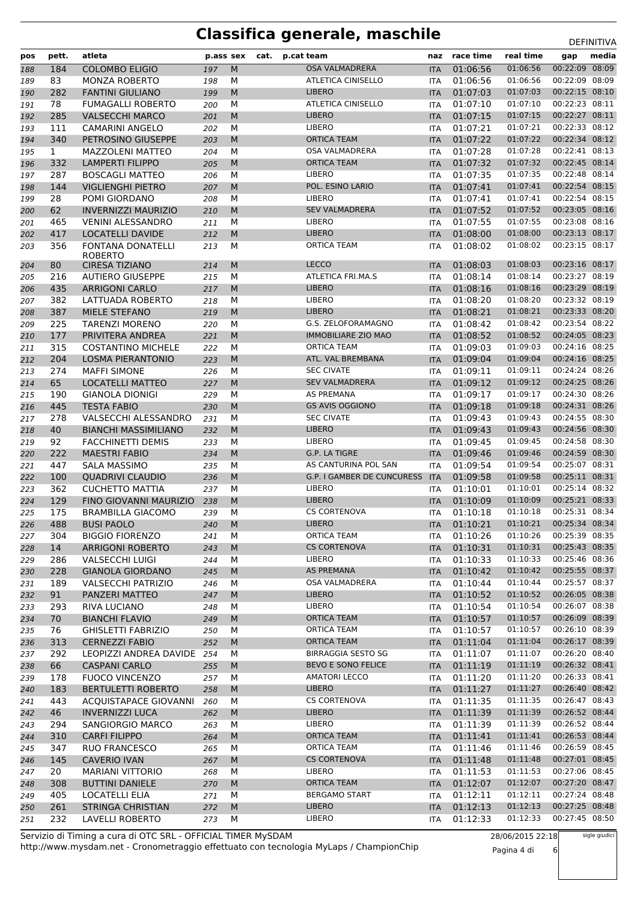# Classifica generale, maschile

DEFINITIVA

| pos | pett. | atleta | p.ass | sex | cat. | p.cat | team | naz | race time | real time | gap | media |
|---|---|---|---|---|---|---|---|---|---|---|---|---|
| 188 | 184 | COLOMBO ELIGIO | 197 | M | | | OSA VALMADRERA | ITA | 01:06:56 | 01:06:56 | 00:22:09 | 08:09 |
| 189 | 83 | MONZA ROBERTO | 198 | M | | | ATLETICA CINISELLO | ITA | 01:06:56 | 01:06:56 | 00:22:09 | 08:09 |
| 190 | 282 | FANTINI GIULIANO | 199 | M | | | LIBERO | ITA | 01:07:03 | 01:07:03 | 00:22:15 | 08:10 |
| 191 | 78 | FUMAGALLI ROBERTO | 200 | M | | | ATLETICA CINISELLO | ITA | 01:07:10 | 01:07:10 | 00:22:23 | 08:11 |
| 192 | 285 | VALSECCHI MARCO | 201 | M | | | LIBERO | ITA | 01:07:15 | 01:07:15 | 00:22:27 | 08:11 |
| 193 | 111 | CAMARINI ANGELO | 202 | M | | | LIBERO | ITA | 01:07:21 | 01:07:21 | 00:22:33 | 08:12 |
| 194 | 340 | PETROSINO GIUSEPPE | 203 | M | | | ORTICA TEAM | ITA | 01:07:22 | 01:07:22 | 00:22:34 | 08:12 |
| 195 | 1 | MAZZOLENI MATTEO | 204 | M | | | OSA VALMADRERA | ITA | 01:07:28 | 01:07:28 | 00:22:41 | 08:13 |
| 196 | 332 | LAMPERTI FILIPPO | 205 | M | | | ORTICA TEAM | ITA | 01:07:32 | 01:07:32 | 00:22:45 | 08:14 |
| 197 | 287 | BOSCAGLI MATTEO | 206 | M | | | LIBERO | ITA | 01:07:35 | 01:07:35 | 00:22:48 | 08:14 |
| 198 | 144 | VIGLIENGHI PIETRO | 207 | M | | | POL. ESINO LARIO | ITA | 01:07:41 | 01:07:41 | 00:22:54 | 08:15 |
| 199 | 28 | POMI GIORDANO | 208 | M | | | LIBERO | ITA | 01:07:41 | 01:07:41 | 00:22:54 | 08:15 |
| 200 | 62 | INVERNIZZI MAURIZIO | 210 | M | | | SEV VALMADRERA | ITA | 01:07:52 | 01:07:52 | 00:23:05 | 08:16 |
| 201 | 465 | VENINI ALESSANDRO | 211 | M | | | LIBERO | ITA | 01:07:55 | 01:07:55 | 00:23:08 | 08:16 |
| 202 | 417 | LOCATELLI DAVIDE | 212 | M | | | LIBERO | ITA | 01:08:00 | 01:08:00 | 00:23:13 | 08:17 |
| 203 | 356 | FONTANA DONATELLI ROBERTO | 213 | M | | | ORTICA TEAM | ITA | 01:08:02 | 01:08:02 | 00:23:15 | 08:17 |
| 204 | 80 | CIRESA TIZIANO | 214 | M | | | LECCO | ITA | 01:08:03 | 01:08:03 | 00:23:16 | 08:17 |
| 205 | 216 | AUTIERO GIUSEPPE | 215 | M | | | ATLETICA FRI.MA.S | ITA | 01:08:14 | 01:08:14 | 00:23:27 | 08:19 |
| 206 | 435 | ARRIGONI CARLO | 217 | M | | | LIBERO | ITA | 01:08:16 | 01:08:16 | 00:23:29 | 08:19 |
| 207 | 382 | LATTUADA ROBERTO | 218 | M | | | LIBERO | ITA | 01:08:20 | 01:08:20 | 00:23:32 | 08:19 |
| 208 | 387 | MIELE STEFANO | 219 | M | | | LIBERO | ITA | 01:08:21 | 01:08:21 | 00:23:33 | 08:20 |
| 209 | 225 | TARENZI MORENO | 220 | M | | | G.S. ZELOFORAMAGNO | ITA | 01:08:42 | 01:08:42 | 00:23:54 | 08:22 |
| 210 | 177 | PRIVITERA ANDREA | 221 | M | | | IMMOBILIARE ZIO MAO | ITA | 01:08:52 | 01:08:52 | 00:24:05 | 08:23 |
| 211 | 315 | COSTANTINO MICHELE | 222 | M | | | ORTICA TEAM | ITA | 01:09:03 | 01:09:03 | 00:24:16 | 08:25 |
| 212 | 204 | LOSMA PIERANTONIO | 223 | M | | | ATL. VAL BREMBANA | ITA | 01:09:04 | 01:09:04 | 00:24:16 | 08:25 |
| 213 | 274 | MAFFI SIMONE | 226 | M | | | SEC CIVATE | ITA | 01:09:11 | 01:09:11 | 00:24:24 | 08:26 |
| 214 | 65 | LOCATELLI MATTEO | 227 | M | | | SEV VALMADRERA | ITA | 01:09:12 | 01:09:12 | 00:24:25 | 08:26 |
| 215 | 190 | GIANOLA DIONIGI | 229 | M | | | AS PREMANA | ITA | 01:09:17 | 01:09:17 | 00:24:30 | 08:26 |
| 216 | 445 | TESTA FABIO | 230 | M | | | GS AVIS OGGIONO | ITA | 01:09:18 | 01:09:18 | 00:24:31 | 08:26 |
| 217 | 278 | VALSECCHI ALESSANDRO | 231 | M | | | SEC CIVATE | ITA | 01:09:43 | 01:09:43 | 00:24:55 | 08:30 |
| 218 | 40 | BIANCHI MASSIMILIANO | 232 | M | | | LIBERO | ITA | 01:09:43 | 01:09:43 | 00:24:56 | 08:30 |
| 219 | 92 | FACCHINETTI DEMIS | 233 | M | | | LIBERO | ITA | 01:09:45 | 01:09:45 | 00:24:58 | 08:30 |
| 220 | 222 | MAESTRI FABIO | 234 | M | | | G.P. LA TIGRE | ITA | 01:09:46 | 01:09:46 | 00:24:59 | 08:30 |
| 221 | 447 | SALA MASSIMO | 235 | M | | | AS CANTURINA POL SAN | ITA | 01:09:54 | 01:09:54 | 00:25:07 | 08:31 |
| 222 | 100 | QUADRIVI CLAUDIO | 236 | M | | | G.P. I GAMBER DE CUNCURESS | ITA | 01:09:58 | 01:09:58 | 00:25:11 | 08:31 |
| 223 | 362 | CUCHETTO MATTIA | 237 | M | | | LIBERO | ITA | 01:10:01 | 01:10:01 | 00:25:14 | 08:32 |
| 224 | 129 | FINO GIOVANNI MAURIZIO | 238 | M | | | LIBERO | ITA | 01:10:09 | 01:10:09 | 00:25:21 | 08:33 |
| 225 | 175 | BRAMBILLA GIACOMO | 239 | M | | | CS CORTENOVA | ITA | 01:10:18 | 01:10:18 | 00:25:31 | 08:34 |
| 226 | 488 | BUSI PAOLO | 240 | M | | | LIBERO | ITA | 01:10:21 | 01:10:21 | 00:25:34 | 08:34 |
| 227 | 304 | BIGGIO FIORENZO | 241 | M | | | ORTICA TEAM | ITA | 01:10:26 | 01:10:26 | 00:25:39 | 08:35 |
| 228 | 14 | ARRIGONI ROBERTO | 243 | M | | | CS CORTENOVA | ITA | 01:10:31 | 01:10:31 | 00:25:43 | 08:35 |
| 229 | 286 | VALSECCHI LUIGI | 244 | M | | | LIBERO | ITA | 01:10:33 | 01:10:33 | 00:25:46 | 08:36 |
| 230 | 228 | GIANOLA GIORDANO | 245 | M | | | AS PREMANA | ITA | 01:10:42 | 01:10:42 | 00:25:55 | 08:37 |
| 231 | 189 | VALSECCHI PATRIZIO | 246 | M | | | OSA VALMADRERA | ITA | 01:10:44 | 01:10:44 | 00:25:57 | 08:37 |
| 232 | 91 | PANZERI MATTEO | 247 | M | | | LIBERO | ITA | 01:10:52 | 01:10:52 | 00:26:05 | 08:38 |
| 233 | 293 | RIVA LUCIANO | 248 | M | | | LIBERO | ITA | 01:10:54 | 01:10:54 | 00:26:07 | 08:38 |
| 234 | 70 | BIANCHI FLAVIO | 249 | M | | | ORTICA TEAM | ITA | 01:10:57 | 01:10:57 | 00:26:09 | 08:39 |
| 235 | 76 | GHISLETTI FABRIZIO | 250 | M | | | ORTICA TEAM | ITA | 01:10:57 | 01:10:57 | 00:26:10 | 08:39 |
| 236 | 313 | CERNEZZI FABIO | 252 | M | | | ORTICA TEAM | ITA | 01:11:04 | 01:11:04 | 00:26:17 | 08:39 |
| 237 | 292 | LEOPIZZI ANDREA DAVIDE | 254 | M | | | BIRRAGGIA SESTO SG | ITA | 01:11:07 | 01:11:07 | 00:26:20 | 08:40 |
| 238 | 66 | CASPANI CARLO | 255 | M | | | BEVO E SONO FELICE | ITA | 01:11:19 | 01:11:19 | 00:26:32 | 08:41 |
| 239 | 178 | FUOCO VINCENZO | 257 | M | | | AMATORI LECCO | ITA | 01:11:20 | 01:11:20 | 00:26:33 | 08:41 |
| 240 | 183 | BERTULETTI ROBERTO | 258 | M | | | LIBERO | ITA | 01:11:27 | 01:11:27 | 00:26:40 | 08:42 |
| 241 | 443 | ACQUISTAPACE GIOVANNI | 260 | M | | | CS CORTENOVA | ITA | 01:11:35 | 01:11:35 | 00:26:47 | 08:43 |
| 242 | 46 | INVERNIZZI LUCA | 262 | M | | | LIBERO | ITA | 01:11:39 | 01:11:39 | 00:26:52 | 08:44 |
| 243 | 294 | SANGIORGIO MARCO | 263 | M | | | LIBERO | ITA | 01:11:39 | 01:11:39 | 00:26:52 | 08:44 |
| 244 | 310 | CARFI FILIPPO | 264 | M | | | ORTICA TEAM | ITA | 01:11:41 | 01:11:41 | 00:26:53 | 08:44 |
| 245 | 347 | RUO FRANCESCO | 265 | M | | | ORTICA TEAM | ITA | 01:11:46 | 01:11:46 | 00:26:59 | 08:45 |
| 246 | 145 | CAVERIO IVAN | 267 | M | | | CS CORTENOVA | ITA | 01:11:48 | 01:11:48 | 00:27:01 | 08:45 |
| 247 | 20 | MARIANI VITTORIO | 268 | M | | | LIBERO | ITA | 01:11:53 | 01:11:53 | 00:27:06 | 08:45 |
| 248 | 308 | BUTTINI DANIELE | 270 | M | | | ORTICA TEAM | ITA | 01:12:07 | 01:12:07 | 00:27:20 | 08:47 |
| 249 | 405 | LOCATELLI ELIA | 271 | M | | | BERGAMO START | ITA | 01:12:11 | 01:12:11 | 00:27:24 | 08:48 |
| 250 | 261 | STRINGA CHRISTIAN | 272 | M | | | LIBERO | ITA | 01:12:13 | 01:12:13 | 00:27:25 | 08:48 |
| 251 | 232 | LAVELLI ROBERTO | 273 | M | | | LIBERO | ITA | 01:12:33 | 01:12:33 | 00:27:45 | 08:50 |

Servizio di Timing a cura di OTC SRL - OFFICIAL TIMER MySDAM
http://www.mysdam.net - Cronometraggio effettuato con tecnologia MyLaps / ChampionChip

28/06/2015 22:18

sigle giudici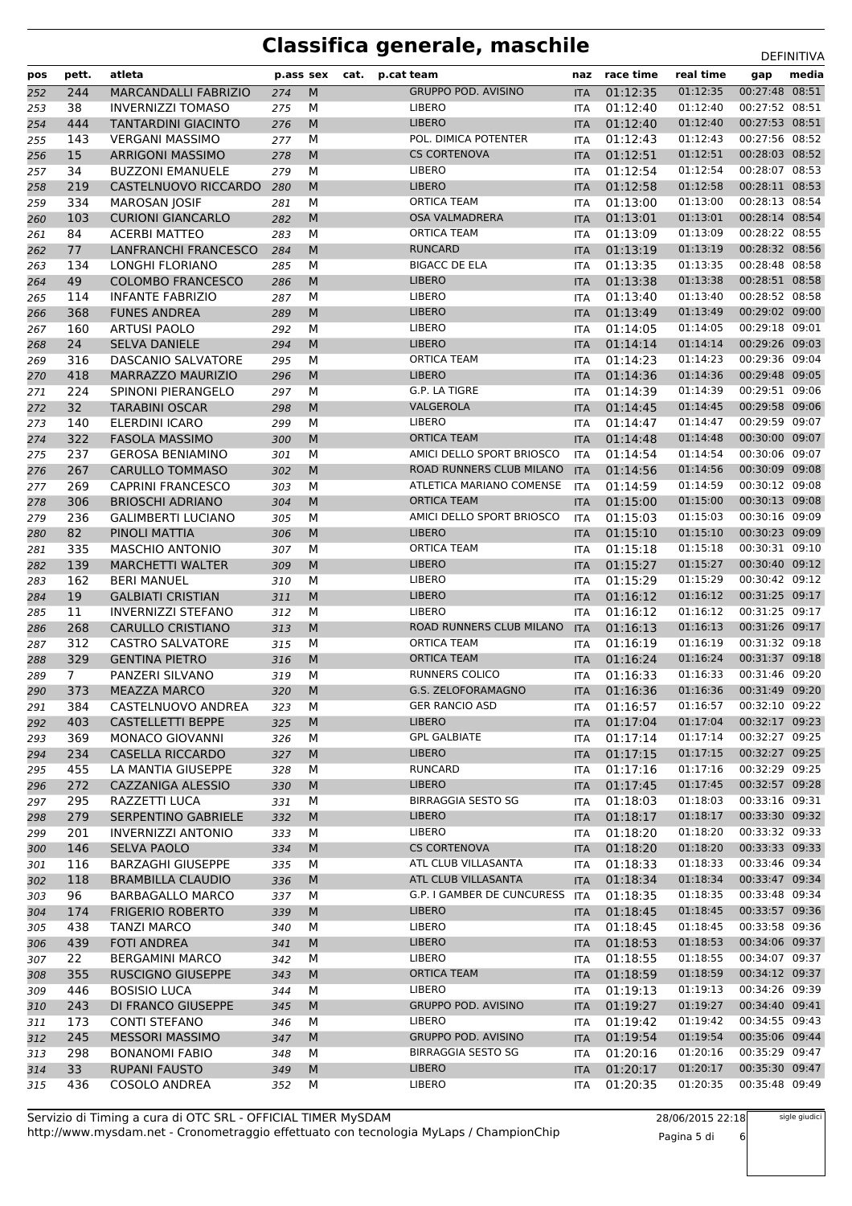# Classifica generale, maschile

DEFINITIVA

| pos | pett. | atleta | p.pass | sex | cat. | p.cat | team | naz | race time | real time | gap | media |
|---|---|---|---|---|---|---|---|---|---|---|---|---|
| 252 | 244 | MARCANDALLI FABRIZIO | 274 | M | | | GRUPPO POD. AVISINO | ITA | 01:12:35 | 01:12:35 | 00:27:48 | 08:51 |
| 253 | 38 | INVERNIZZI TOMASO | 275 | M | | | LIBERO | ITA | 01:12:40 | 01:12:40 | 00:27:52 | 08:51 |
| 254 | 444 | TANTARDINI GIACINTO | 276 | M | | | LIBERO | ITA | 01:12:40 | 01:12:40 | 00:27:53 | 08:51 |
| 255 | 143 | VERGANI MASSIMO | 277 | M | | | POL. DIMICA POTENTER | ITA | 01:12:43 | 01:12:43 | 00:27:56 | 08:52 |
| 256 | 15 | ARRIGONI MASSIMO | 278 | M | | | CS CORTENOVA | ITA | 01:12:51 | 01:12:51 | 00:28:03 | 08:52 |
| 257 | 34 | BUZZONI EMANUELE | 279 | M | | | LIBERO | ITA | 01:12:54 | 01:12:54 | 00:28:07 | 08:53 |
| 258 | 219 | CASTELNUOVO RICCARDO | 280 | M | | | LIBERO | ITA | 01:12:58 | 01:12:58 | 00:28:11 | 08:53 |
| 259 | 334 | MAROSAN JOSIF | 281 | M | | | ORTICA TEAM | ITA | 01:13:00 | 01:13:00 | 00:28:13 | 08:54 |
| 260 | 103 | CURIONI GIANCARLO | 282 | M | | | OSA VALMADRERA | ITA | 01:13:01 | 01:13:01 | 00:28:14 | 08:54 |
| 261 | 84 | ACERBI MATTEO | 283 | M | | | ORTICA TEAM | ITA | 01:13:09 | 01:13:09 | 00:28:22 | 08:55 |
| 262 | 77 | LANFRANCHI FRANCESCO | 284 | M | | | RUNCARD | ITA | 01:13:19 | 01:13:19 | 00:28:32 | 08:56 |
| 263 | 134 | LONGHI FLORIANO | 285 | M | | | BIGACC DE ELA | ITA | 01:13:35 | 01:13:35 | 00:28:48 | 08:58 |
| 264 | 49 | COLOMBO FRANCESCO | 286 | M | | | LIBERO | ITA | 01:13:38 | 01:13:38 | 00:28:51 | 08:58 |
| 265 | 114 | INFANTE FABRIZIO | 287 | M | | | LIBERO | ITA | 01:13:40 | 01:13:40 | 00:28:52 | 08:58 |
| 266 | 368 | FUNES ANDREA | 289 | M | | | LIBERO | ITA | 01:13:49 | 01:13:49 | 00:29:02 | 09:00 |
| 267 | 160 | ARTUSI PAOLO | 292 | M | | | LIBERO | ITA | 01:14:05 | 01:14:05 | 00:29:18 | 09:01 |
| 268 | 24 | SELVA DANIELE | 294 | M | | | LIBERO | ITA | 01:14:14 | 01:14:14 | 00:29:26 | 09:03 |
| 269 | 316 | DASCANIO SALVATORE | 295 | M | | | ORTICA TEAM | ITA | 01:14:23 | 01:14:23 | 00:29:36 | 09:04 |
| 270 | 418 | MARRAZZO MAURIZIO | 296 | M | | | LIBERO | ITA | 01:14:36 | 01:14:36 | 00:29:48 | 09:05 |
| 271 | 224 | SPINONI PIERANGELO | 297 | M | | | G.P. LA TIGRE | ITA | 01:14:39 | 01:14:39 | 00:29:51 | 09:06 |
| 272 | 32 | TARABINI OSCAR | 298 | M | | | VALGEROLA | ITA | 01:14:45 | 01:14:45 | 00:29:58 | 09:06 |
| 273 | 140 | ELERDINI ICARO | 299 | M | | | LIBERO | ITA | 01:14:47 | 01:14:47 | 00:29:59 | 09:07 |
| 274 | 322 | FASOLA MASSIMO | 300 | M | | | ORTICA TEAM | ITA | 01:14:48 | 01:14:48 | 00:30:00 | 09:07 |
| 275 | 237 | GEROSA BENIAMINO | 301 | M | | | AMICI DELLO SPORT BRIOSCO | ITA | 01:14:54 | 01:14:54 | 00:30:06 | 09:07 |
| 276 | 267 | CARULLO TOMMASO | 302 | M | | | ROAD RUNNERS CLUB MILANO | ITA | 01:14:56 | 01:14:56 | 00:30:09 | 09:08 |
| 277 | 269 | CAPRINI FRANCESCO | 303 | M | | | ATLETICA MARIANO COMENSE | ITA | 01:14:59 | 01:14:59 | 00:30:12 | 09:08 |
| 278 | 306 | BRIOSCHI ADRIANO | 304 | M | | | ORTICA TEAM | ITA | 01:15:00 | 01:15:00 | 00:30:13 | 09:08 |
| 279 | 236 | GALIMBERTI LUCIANO | 305 | M | | | AMICI DELLO SPORT BRIOSCO | ITA | 01:15:03 | 01:15:03 | 00:30:16 | 09:09 |
| 280 | 82 | PINOLI MATTIA | 306 | M | | | LIBERO | ITA | 01:15:10 | 01:15:10 | 00:30:23 | 09:09 |
| 281 | 335 | MASCHIO ANTONIO | 307 | M | | | ORTICA TEAM | ITA | 01:15:18 | 01:15:18 | 00:30:31 | 09:10 |
| 282 | 139 | MARCHETTI WALTER | 309 | M | | | LIBERO | ITA | 01:15:27 | 01:15:27 | 00:30:40 | 09:12 |
| 283 | 162 | BERI MANUEL | 310 | M | | | LIBERO | ITA | 01:15:29 | 01:15:29 | 00:30:42 | 09:12 |
| 284 | 19 | GALBIATI CRISTIAN | 311 | M | | | LIBERO | ITA | 01:16:12 | 01:16:12 | 00:31:25 | 09:17 |
| 285 | 11 | INVERNIZZI STEFANO | 312 | M | | | LIBERO | ITA | 01:16:12 | 01:16:12 | 00:31:25 | 09:17 |
| 286 | 268 | CARULLO CRISTIANO | 313 | M | | | ROAD RUNNERS CLUB MILANO | ITA | 01:16:13 | 01:16:13 | 00:31:26 | 09:17 |
| 287 | 312 | CASTRO SALVATORE | 315 | M | | | ORTICA TEAM | ITA | 01:16:19 | 01:16:19 | 00:31:32 | 09:18 |
| 288 | 329 | GENTINA PIETRO | 316 | M | | | ORTICA TEAM | ITA | 01:16:24 | 01:16:24 | 00:31:37 | 09:18 |
| 289 | 7 | PANZERI SILVANO | 319 | M | | | RUNNERS COLICO | ITA | 01:16:33 | 01:16:33 | 00:31:46 | 09:20 |
| 290 | 373 | MEAZZA MARCO | 320 | M | | | G.S. ZELOFORAMAGNO | ITA | 01:16:36 | 01:16:36 | 00:31:49 | 09:20 |
| 291 | 384 | CASTELNUOVO ANDREA | 323 | M | | | GER RANCIO ASD | ITA | 01:16:57 | 01:16:57 | 00:32:10 | 09:22 |
| 292 | 403 | CASTELLETTI BEPPE | 325 | M | | | LIBERO | ITA | 01:17:04 | 01:17:04 | 00:32:17 | 09:23 |
| 293 | 369 | MONACO GIOVANNI | 326 | M | | | GPL GALBIATE | ITA | 01:17:14 | 01:17:14 | 00:32:27 | 09:25 |
| 294 | 234 | CASELLA RICCARDO | 327 | M | | | LIBERO | ITA | 01:17:15 | 01:17:15 | 00:32:27 | 09:25 |
| 295 | 455 | LA MANTIA GIUSEPPE | 328 | M | | | RUNCARD | ITA | 01:17:16 | 01:17:16 | 00:32:29 | 09:25 |
| 296 | 272 | CAZZANIGA ALESSIO | 330 | M | | | LIBERO | ITA | 01:17:45 | 01:17:45 | 00:32:57 | 09:28 |
| 297 | 295 | RAZZETTI LUCA | 331 | M | | | BIRRAGGIA SESTO SG | ITA | 01:18:03 | 01:18:03 | 00:33:16 | 09:31 |
| 298 | 279 | SERPENTINO GABRIELE | 332 | M | | | LIBERO | ITA | 01:18:17 | 01:18:17 | 00:33:30 | 09:32 |
| 299 | 201 | INVERNIZZI ANTONIO | 333 | M | | | LIBERO | ITA | 01:18:20 | 01:18:20 | 00:33:32 | 09:33 |
| 300 | 146 | SELVA PAOLO | 334 | M | | | CS CORTENOVA | ITA | 01:18:20 | 01:18:20 | 00:33:33 | 09:33 |
| 301 | 116 | BARZAGHI GIUSEPPE | 335 | M | | | ATL CLUB VILLASANTA | ITA | 01:18:33 | 01:18:33 | 00:33:46 | 09:34 |
| 302 | 118 | BRAMBILLA CLAUDIO | 336 | M | | | ATL CLUB VILLASANTA | ITA | 01:18:34 | 01:18:34 | 00:33:47 | 09:34 |
| 303 | 96 | BARBAGALLO MARCO | 337 | M | | | G.P. I GAMBER DE CUNCURESS | ITA | 01:18:35 | 01:18:35 | 00:33:48 | 09:34 |
| 304 | 174 | FRIGERIO ROBERTO | 339 | M | | | LIBERO | ITA | 01:18:45 | 01:18:45 | 00:33:57 | 09:36 |
| 305 | 438 | TANZI MARCO | 340 | M | | | LIBERO | ITA | 01:18:45 | 01:18:45 | 00:33:58 | 09:36 |
| 306 | 439 | FOTI ANDREA | 341 | M | | | LIBERO | ITA | 01:18:53 | 01:18:53 | 00:34:06 | 09:37 |
| 307 | 22 | BERGAMINI MARCO | 342 | M | | | LIBERO | ITA | 01:18:55 | 01:18:55 | 00:34:07 | 09:37 |
| 308 | 355 | RUSCIGNO GIUSEPPE | 343 | M | | | ORTICA TEAM | ITA | 01:18:59 | 01:18:59 | 00:34:12 | 09:37 |
| 309 | 446 | BOSISIO LUCA | 344 | M | | | LIBERO | ITA | 01:19:13 | 01:19:13 | 00:34:26 | 09:39 |
| 310 | 243 | DI FRANCO GIUSEPPE | 345 | M | | | GRUPPO POD. AVISINO | ITA | 01:19:27 | 01:19:27 | 00:34:40 | 09:41 |
| 311 | 173 | CONTI STEFANO | 346 | M | | | LIBERO | ITA | 01:19:42 | 01:19:42 | 00:34:55 | 09:43 |
| 312 | 245 | MESSORI MASSIMO | 347 | M | | | GRUPPO POD. AVISINO | ITA | 01:19:54 | 01:19:54 | 00:35:06 | 09:44 |
| 313 | 298 | BONANOMI FABIO | 348 | M | | | BIRRAGGIA SESTO SG | ITA | 01:20:16 | 01:20:16 | 00:35:29 | 09:47 |
| 314 | 33 | RUPANI FAUSTO | 349 | M | | | LIBERO | ITA | 01:20:17 | 01:20:17 | 00:35:30 | 09:47 |
| 315 | 436 | COSOLO ANDREA | 352 | M | | | LIBERO | ITA | 01:20:35 | 01:20:35 | 00:35:48 | 09:49 |

Servizio di Timing a cura di OTC SRL - OFFICIAL TIMER MySDAM
http://www.mysdam.net - Cronometraggio effettuato con tecnologia MyLaps / ChampionChip

28/06/2015 22:18

sigle giudici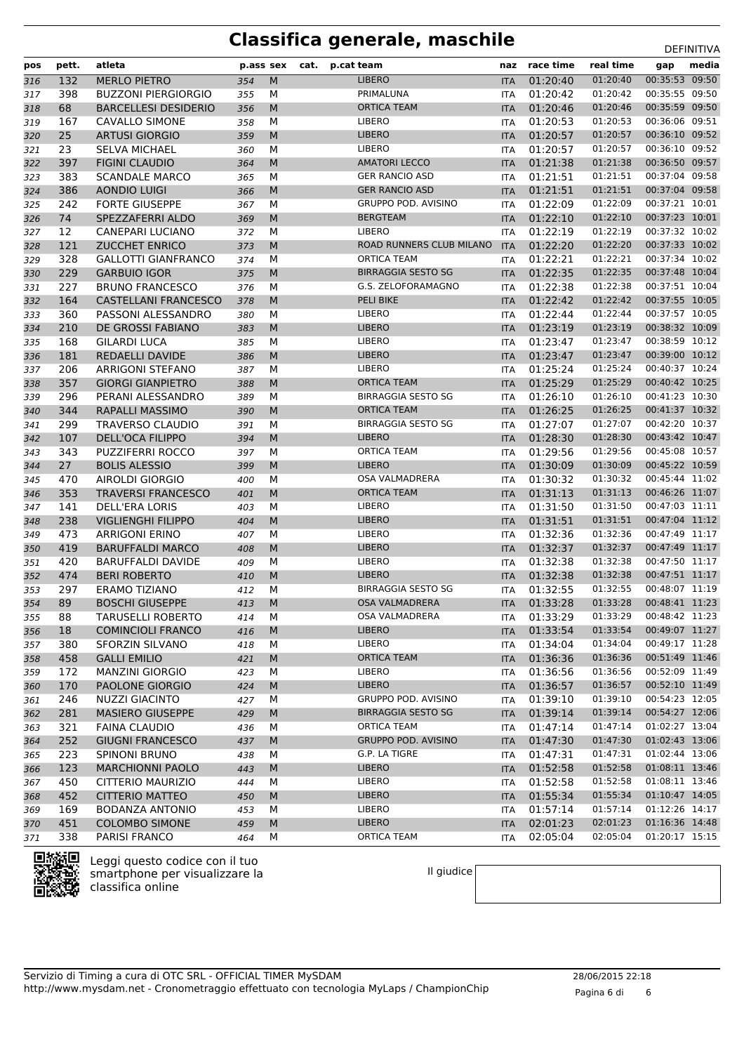# Classifica generale, maschile

DEFINITIVA

| pos | pett. | atleta | p.ass | sex | cat. | p.cat | team | naz | race time | real time | gap | media |
|---|---|---|---|---|---|---|---|---|---|---|---|---|
| 316 | 132 | MERLO PIETRO | 354 | M | | | LIBERO | ITA | 01:20:40 | 01:20:40 | 00:35:53 | 09:50 |
| 317 | 398 | BUZZONI PIERGIORGIO | 355 | M | | | PRIMALUNA | ITA | 01:20:42 | 01:20:42 | 00:35:55 | 09:50 |
| 318 | 68 | BARCELLESI DESIDERIO | 356 | M | | | ORTICA TEAM | ITA | 01:20:46 | 01:20:46 | 00:35:59 | 09:50 |
| 319 | 167 | CAVALLO SIMONE | 358 | M | | | LIBERO | ITA | 01:20:53 | 01:20:53 | 00:36:06 | 09:51 |
| 320 | 25 | ARTUSI GIORGIO | 359 | M | | | LIBERO | ITA | 01:20:57 | 01:20:57 | 00:36:10 | 09:52 |
| 321 | 23 | SELVA MICHAEL | 360 | M | | | LIBERO | ITA | 01:20:57 | 01:20:57 | 00:36:10 | 09:52 |
| 322 | 397 | FIGINI CLAUDIO | 364 | M | | | AMATORI LECCO | ITA | 01:21:38 | 01:21:38 | 00:36:50 | 09:57 |
| 323 | 383 | SCANDALE MARCO | 365 | M | | | GER RANCIO ASD | ITA | 01:21:51 | 01:21:51 | 00:37:04 | 09:58 |
| 324 | 386 | AONDIO LUIGI | 366 | M | | | GER RANCIO ASD | ITA | 01:21:51 | 01:21:51 | 00:37:04 | 09:58 |
| 325 | 242 | FORTE GIUSEPPE | 367 | M | | | GRUPPO POD. AVISINO | ITA | 01:22:09 | 01:22:09 | 00:37:21 | 10:01 |
| 326 | 74 | SPEZZAFERRI ALDO | 369 | M | | | BERGTEAM | ITA | 01:22:10 | 01:22:10 | 00:37:23 | 10:01 |
| 327 | 12 | CANEPARI LUCIANO | 372 | M | | | LIBERO | ITA | 01:22:19 | 01:22:19 | 00:37:32 | 10:02 |
| 328 | 121 | ZUCCHET ENRICO | 373 | M | | | ROAD RUNNERS CLUB MILANO | ITA | 01:22:20 | 01:22:20 | 00:37:33 | 10:02 |
| 329 | 328 | GALLOTTI GIANFRANCO | 374 | M | | | ORTICA TEAM | ITA | 01:22:21 | 01:22:21 | 00:37:34 | 10:02 |
| 330 | 229 | GARBUIO IGOR | 375 | M | | | BIRRAGGIA SESTO SG | ITA | 01:22:35 | 01:22:35 | 00:37:48 | 10:04 |
| 331 | 227 | BRUNO FRANCESCO | 376 | M | | | G.S. ZELOFORAMAGNO | ITA | 01:22:38 | 01:22:38 | 00:37:51 | 10:04 |
| 332 | 164 | CASTELLANI FRANCESCO | 378 | M | | | PELI BIKE | ITA | 01:22:42 | 01:22:42 | 00:37:55 | 10:05 |
| 333 | 360 | PASSONI ALESSANDRO | 380 | M | | | LIBERO | ITA | 01:22:44 | 01:22:44 | 00:37:57 | 10:05 |
| 334 | 210 | DE GROSSI FABIANO | 383 | M | | | LIBERO | ITA | 01:23:19 | 01:23:19 | 00:38:32 | 10:09 |
| 335 | 168 | GILARDI LUCA | 385 | M | | | LIBERO | ITA | 01:23:47 | 01:23:47 | 00:38:59 | 10:12 |
| 336 | 181 | REDAELLI DAVIDE | 386 | M | | | LIBERO | ITA | 01:23:47 | 01:23:47 | 00:39:00 | 10:12 |
| 337 | 206 | ARRIGONI STEFANO | 387 | M | | | LIBERO | ITA | 01:25:24 | 01:25:24 | 00:40:37 | 10:24 |
| 338 | 357 | GIORGI GIANPIETRO | 388 | M | | | ORTICA TEAM | ITA | 01:25:29 | 01:25:29 | 00:40:42 | 10:25 |
| 339 | 296 | PERANI ALESSANDRO | 389 | M | | | BIRRAGGIA SESTO SG | ITA | 01:26:10 | 01:26:10 | 00:41:23 | 10:30 |
| 340 | 344 | RAPALLI MASSIMO | 390 | M | | | ORTICA TEAM | ITA | 01:26:25 | 01:26:25 | 00:41:37 | 10:32 |
| 341 | 299 | TRAVERSO CLAUDIO | 391 | M | | | BIRRAGGIA SESTO SG | ITA | 01:27:07 | 01:27:07 | 00:42:20 | 10:37 |
| 342 | 107 | DELL'OCA FILIPPO | 394 | M | | | LIBERO | ITA | 01:28:30 | 01:28:30 | 00:43:42 | 10:47 |
| 343 | 343 | PUZZIFERRI ROCCO | 397 | M | | | ORTICA TEAM | ITA | 01:29:56 | 01:29:56 | 00:45:08 | 10:57 |
| 344 | 27 | BOLIS ALESSIO | 399 | M | | | LIBERO | ITA | 01:30:09 | 01:30:09 | 00:45:22 | 10:59 |
| 345 | 470 | AIROLDI GIORGIO | 400 | M | | | OSA VALMADRERA | ITA | 01:30:32 | 01:30:32 | 00:45:44 | 11:02 |
| 346 | 353 | TRAVERSI FRANCESCO | 401 | M | | | ORTICA TEAM | ITA | 01:31:13 | 01:31:13 | 00:46:26 | 11:07 |
| 347 | 141 | DELL'ERA LORIS | 403 | M | | | LIBERO | ITA | 01:31:50 | 01:31:50 | 00:47:03 | 11:11 |
| 348 | 238 | VIGLIENGHI FILIPPO | 404 | M | | | LIBERO | ITA | 01:31:51 | 01:31:51 | 00:47:04 | 11:12 |
| 349 | 473 | ARRIGONI ERINO | 407 | M | | | LIBERO | ITA | 01:32:36 | 01:32:36 | 00:47:49 | 11:17 |
| 350 | 419 | BARUFFALDI MARCO | 408 | M | | | LIBERO | ITA | 01:32:37 | 01:32:37 | 00:47:49 | 11:17 |
| 351 | 420 | BARUFFALDI DAVIDE | 409 | M | | | LIBERO | ITA | 01:32:38 | 01:32:38 | 00:47:50 | 11:17 |
| 352 | 474 | BERI ROBERTO | 410 | M | | | LIBERO | ITA | 01:32:38 | 01:32:38 | 00:47:51 | 11:17 |
| 353 | 297 | ERAMO TIZIANO | 412 | M | | | BIRRAGGIA SESTO SG | ITA | 01:32:55 | 01:32:55 | 00:48:07 | 11:19 |
| 354 | 89 | BOSCHI GIUSEPPE | 413 | M | | | OSA VALMADRERA | ITA | 01:33:28 | 01:33:28 | 00:48:41 | 11:23 |
| 355 | 88 | TARUSELLI ROBERTO | 414 | M | | | OSA VALMADRERA | ITA | 01:33:29 | 01:33:29 | 00:48:42 | 11:23 |
| 356 | 18 | COMINCIOLI FRANCO | 416 | M | | | LIBERO | ITA | 01:33:54 | 01:33:54 | 00:49:07 | 11:27 |
| 357 | 380 | SFORZIN SILVANO | 418 | M | | | LIBERO | ITA | 01:34:04 | 01:34:04 | 00:49:17 | 11:28 |
| 358 | 458 | GALLI EMILIO | 421 | M | | | ORTICA TEAM | ITA | 01:36:36 | 01:36:36 | 00:51:49 | 11:46 |
| 359 | 172 | MANZINI GIORGIO | 423 | M | | | LIBERO | ITA | 01:36:56 | 01:36:56 | 00:52:09 | 11:49 |
| 360 | 170 | PAOLONE GIORGIO | 424 | M | | | LIBERO | ITA | 01:36:57 | 01:36:57 | 00:52:10 | 11:49 |
| 361 | 246 | NUZZI GIACINTO | 427 | M | | | GRUPPO POD. AVISINO | ITA | 01:39:10 | 01:39:10 | 00:54:23 | 12:05 |
| 362 | 281 | MASIERO GIUSEPPE | 429 | M | | | BIRRAGGIA SESTO SG | ITA | 01:39:14 | 01:39:14 | 00:54:27 | 12:06 |
| 363 | 321 | FAINA CLAUDIO | 436 | M | | | ORTICA TEAM | ITA | 01:47:14 | 01:47:14 | 01:02:27 | 13:04 |
| 364 | 252 | GIUGNI FRANCESCO | 437 | M | | | GRUPPO POD. AVISINO | ITA | 01:47:30 | 01:47:30 | 01:02:43 | 13:06 |
| 365 | 223 | SPINONI BRUNO | 438 | M | | | G.P. LA TIGRE | ITA | 01:47:31 | 01:47:31 | 01:02:44 | 13:06 |
| 366 | 123 | MARCHIONNI PAOLO | 443 | M | | | LIBERO | ITA | 01:52:58 | 01:52:58 | 01:08:11 | 13:46 |
| 367 | 450 | CITTERIO MAURIZIO | 444 | M | | | LIBERO | ITA | 01:52:58 | 01:52:58 | 01:08:11 | 13:46 |
| 368 | 452 | CITTERIO MATTEO | 450 | M | | | LIBERO | ITA | 01:55:34 | 01:55:34 | 01:10:47 | 14:05 |
| 369 | 169 | BODANZA ANTONIO | 453 | M | | | LIBERO | ITA | 01:57:14 | 01:57:14 | 01:12:26 | 14:17 |
| 370 | 451 | COLOMBO SIMONE | 459 | M | | | LIBERO | ITA | 02:01:23 | 02:01:23 | 01:16:36 | 14:48 |
| 371 | 338 | PARISI FRANCO | 464 | M | | | ORTICA TEAM | ITA | 02:05:04 | 02:05:04 | 01:20:17 | 15:15 |

Leggi questo codice con il tuo smartphone per visualizzare la classifica online

Il giudice

Servizio di Timing a cura di OTC SRL - OFFICIAL TIMER MySDAM
http://www.mysdam.net - Cronometraggio effettuato con tecnologia MyLaps / ChampionChip

28/06/2015 22:18